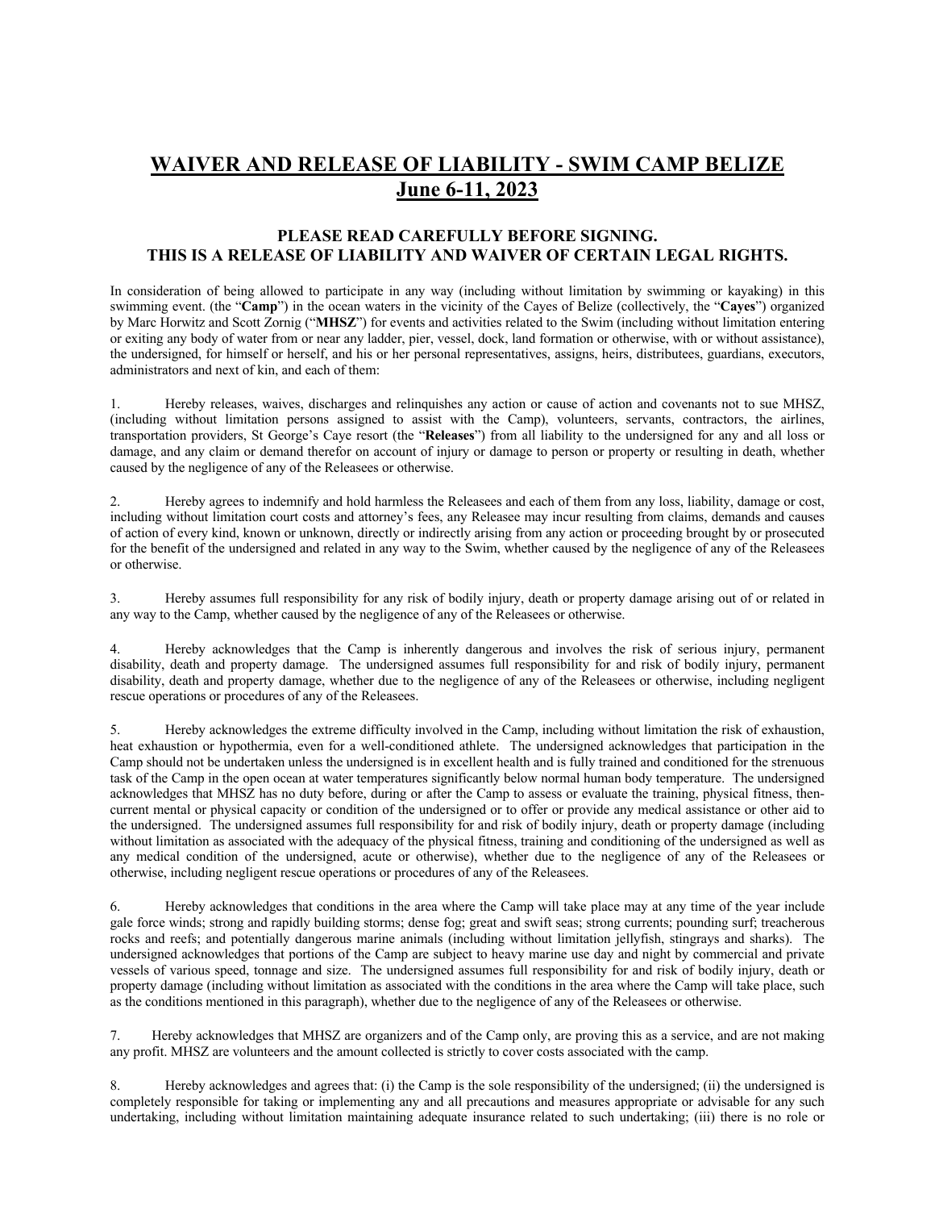# WAIVER AND RELEASE OF LIABILITY - SWIM CAMP BELIZE
# June 6-11, 2023

### PLEASE READ CAREFULLY BEFORE SIGNING.
### THIS IS A RELEASE OF LIABILITY AND WAIVER OF CERTAIN LEGAL RIGHTS.

In consideration of being allowed to participate in any way (including without limitation by swimming or kayaking) in this swimming event. (the "**Camp**") in the ocean waters in the vicinity of the Cayes of Belize (collectively, the "**Cayes**") organized by Marc Horwitz and Scott Zornig ("**MHSZ**") for events and activities related to the Swim (including without limitation entering or exiting any body of water from or near any ladder, pier, vessel, dock, land formation or otherwise, with or without assistance), the undersigned, for himself or herself, and his or her personal representatives, assigns, heirs, distributees, guardians, executors, administrators and next of kin, and each of them:

1. Hereby releases, waives, discharges and relinquishes any action or cause of action and covenants not to sue MHSZ, (including without limitation persons assigned to assist with the Camp), volunteers, servants, contractors, the airlines, transportation providers, St George's Caye resort (the "**Releases**") from all liability to the undersigned for any and all loss or damage, and any claim or demand therefor on account of injury or damage to person or property or resulting in death, whether caused by the negligence of any of the Releasees or otherwise.

2. Hereby agrees to indemnify and hold harmless the Releasees and each of them from any loss, liability, damage or cost, including without limitation court costs and attorney's fees, any Releasee may incur resulting from claims, demands and causes of action of every kind, known or unknown, directly or indirectly arising from any action or proceeding brought by or prosecuted for the benefit of the undersigned and related in any way to the Swim, whether caused by the negligence of any of the Releasees or otherwise.

3. Hereby assumes full responsibility for any risk of bodily injury, death or property damage arising out of or related in any way to the Camp, whether caused by the negligence of any of the Releasees or otherwise.

4. Hereby acknowledges that the Camp is inherently dangerous and involves the risk of serious injury, permanent disability, death and property damage. The undersigned assumes full responsibility for and risk of bodily injury, permanent disability, death and property damage, whether due to the negligence of any of the Releasees or otherwise, including negligent rescue operations or procedures of any of the Releasees.

5. Hereby acknowledges the extreme difficulty involved in the Camp, including without limitation the risk of exhaustion, heat exhaustion or hypothermia, even for a well-conditioned athlete. The undersigned acknowledges that participation in the Camp should not be undertaken unless the undersigned is in excellent health and is fully trained and conditioned for the strenuous task of the Camp in the open ocean at water temperatures significantly below normal human body temperature. The undersigned acknowledges that MHSZ has no duty before, during or after the Camp to assess or evaluate the training, physical fitness, then-current mental or physical capacity or condition of the undersigned or to offer or provide any medical assistance or other aid to the undersigned. The undersigned assumes full responsibility for and risk of bodily injury, death or property damage (including without limitation as associated with the adequacy of the physical fitness, training and conditioning of the undersigned as well as any medical condition of the undersigned, acute or otherwise), whether due to the negligence of any of the Releasees or otherwise, including negligent rescue operations or procedures of any of the Releasees.

6. Hereby acknowledges that conditions in the area where the Camp will take place may at any time of the year include gale force winds; strong and rapidly building storms; dense fog; great and swift seas; strong currents; pounding surf; treacherous rocks and reefs; and potentially dangerous marine animals (including without limitation jellyfish, stingrays and sharks). The undersigned acknowledges that portions of the Camp are subject to heavy marine use day and night by commercial and private vessels of various speed, tonnage and size. The undersigned assumes full responsibility for and risk of bodily injury, death or property damage (including without limitation as associated with the conditions in the area where the Camp will take place, such as the conditions mentioned in this paragraph), whether due to the negligence of any of the Releasees or otherwise.

7. Hereby acknowledges that MHSZ are organizers and of the Camp only, are proving this as a service, and are not making any profit. MHSZ are volunteers and the amount collected is strictly to cover costs associated with the camp.

8. Hereby acknowledges and agrees that: (i) the Camp is the sole responsibility of the undersigned; (ii) the undersigned is completely responsible for taking or implementing any and all precautions and measures appropriate or advisable for any such undertaking, including without limitation maintaining adequate insurance related to such undertaking; (iii) there is no role or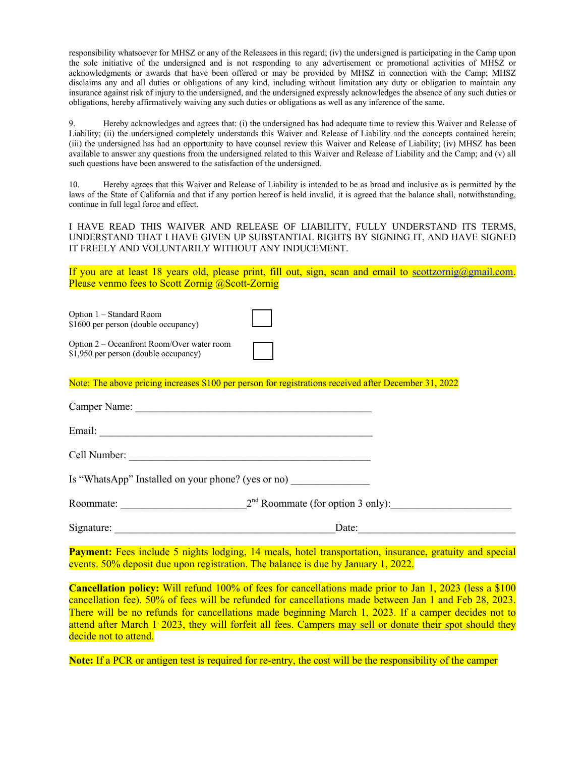responsibility whatsoever for MHSZ or any of the Releasees in this regard; (iv) the undersigned is participating in the Camp upon the sole initiative of the undersigned and is not responding to any advertisement or promotional activities of MHSZ or acknowledgments or awards that have been offered or may be provided by MHSZ in connection with the Camp; MHSZ disclaims any and all duties or obligations of any kind, including without limitation any duty or obligation to maintain any insurance against risk of injury to the undersigned, and the undersigned expressly acknowledges the absence of any such duties or obligations, hereby affirmatively waiving any such duties or obligations as well as any inference of the same.

9. Hereby acknowledges and agrees that: (i) the undersigned has had adequate time to review this Waiver and Release of Liability; (ii) the undersigned completely understands this Waiver and Release of Liability and the concepts contained herein; (iii) the undersigned has had an opportunity to have counsel review this Waiver and Release of Liability; (iv) MHSZ has been available to answer any questions from the undersigned related to this Waiver and Release of Liability and the Camp; and (v) all such questions have been answered to the satisfaction of the undersigned.

10. Hereby agrees that this Waiver and Release of Liability is intended to be as broad and inclusive as is permitted by the laws of the State of California and that if any portion hereof is held invalid, it is agreed that the balance shall, notwithstanding, continue in full legal force and effect.

I HAVE READ THIS WAIVER AND RELEASE OF LIABILITY, FULLY UNDERSTAND ITS TERMS, UNDERSTAND THAT I HAVE GIVEN UP SUBSTANTIAL RIGHTS BY SIGNING IT, AND HAVE SIGNED IT FREELY AND VOLUNTARILY WITHOUT ANY INDUCEMENT.

If you are at least 18 years old, please print, fill out, sign, scan and email to scottzornig@gmail.com. Please venmo fees to Scott Zornig @Scott-Zornig

Option 1 – Standard Room
$1600 per person (double occupancy) ☐

Option 2 – Oceanfront Room/Over water room
$1,950 per person (double occupancy) ☐

Note: The above pricing increases $100 per person for registrations received after December 31, 2022

Camper Name: ______________________________________________

Email: ______________________________________________________

Cell Number: ______________________________________________

Is "WhatsApp" Installed on your phone? (yes or no) ______________

Roommate: ________________________ 2nd Roommate (for option 3 only): ______________________

Signature: __________________________________________ Date: _____________________________

**Payment:** Fees include 5 nights lodging, 14 meals, hotel transportation, insurance, gratuity and special events. 50% deposit due upon registration. The balance is due by January 1, 2022.

**Cancellation policy:** Will refund 100% of fees for cancellations made prior to Jan 1, 2023 (less a $100 cancellation fee). 50% of fees will be refunded for cancellations made between Jan 1 and Feb 28, 2023. There will be no refunds for cancellations made beginning March 1, 2023. If a camper decides not to attend after March 1, 2023, they will forfeit all fees. Campers may sell or donate their spot should they decide not to attend.

**Note:** If a PCR or antigen test is required for re-entry, the cost will be the responsibility of the camper